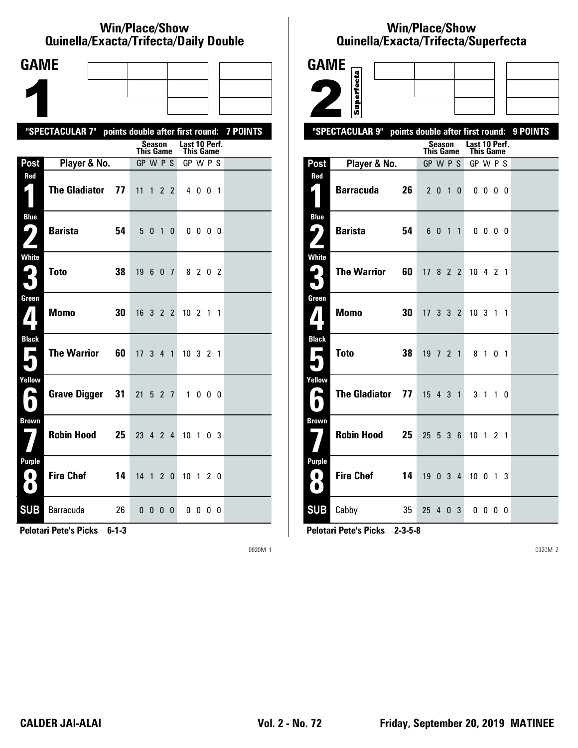# Win/Place/Show Quinella/Exacta/Trifecta/Daily Double

## GAME 1

"SPECTACULAR 7" points double after first round: 7 POINTS

| Post | Player & No. | | Season This Game GP W P S | Last 10 Perf. This Game GP W P S |
|---|---|---|---|---|
| Red 1 | The Gladiator | 77 | 11 1 2 2 | 4 0 0 1 |
| Blue 2 | Barista | 54 | 5 0 1 0 | 0 0 0 0 |
| White 3 | Toto | 38 | 19 6 0 7 | 8 2 0 2 |
| Green 4 | Momo | 30 | 16 3 2 2 | 10 2 1 1 |
| Black 5 | The Warrior | 60 | 17 3 4 1 | 10 3 2 1 |
| Yellow 6 | Grave Digger | 31 | 21 5 2 7 | 1 0 0 0 |
| Brown 7 | Robin Hood | 25 | 23 4 2 4 | 10 1 0 3 |
| Purple 8 | Fire Chef | 14 | 14 1 2 0 | 10 1 2 0 |
| SUB | Barracuda | 26 | 0 0 0 0 | 0 0 0 0 |

**Pelotari Pete's Picks 6-1-3**

0920M 1

# Win/Place/Show Quinella/Exacta/Trifecta/Superfecta

## GAME 2

Superfecta

"SPECTACULAR 9" points double after first round: 9 POINTS

| Post | Player & No. | | Season This Game GP W P S | Last 10 Perf. This Game GP W P S |
|---|---|---|---|---|
| Red 1 | Barracuda | 26 | 2 0 1 0 | 0 0 0 0 |
| Blue 2 | Barista | 54 | 6 0 1 1 | 0 0 0 0 |
| White 3 | The Warrior | 60 | 17 8 2 2 | 10 4 2 1 |
| Green 4 | Momo | 30 | 17 3 3 2 | 10 3 1 1 |
| Black 5 | Toto | 38 | 19 7 2 1 | 8 1 0 1 |
| Yellow 6 | The Gladiator | 77 | 15 4 3 1 | 3 1 1 0 |
| Brown 7 | Robin Hood | 25 | 25 5 3 6 | 10 1 2 1 |
| Purple 8 | Fire Chef | 14 | 19 0 3 4 | 10 0 1 3 |
| SUB | Cabby | 35 | 25 4 0 3 | 0 0 0 0 |

**Pelotari Pete's Picks 2-3-5-8**

0920M 2

**CALDER JAI-ALAI** **Vol. 2 - No. 72** **Friday, September 20, 2019 MATINEE**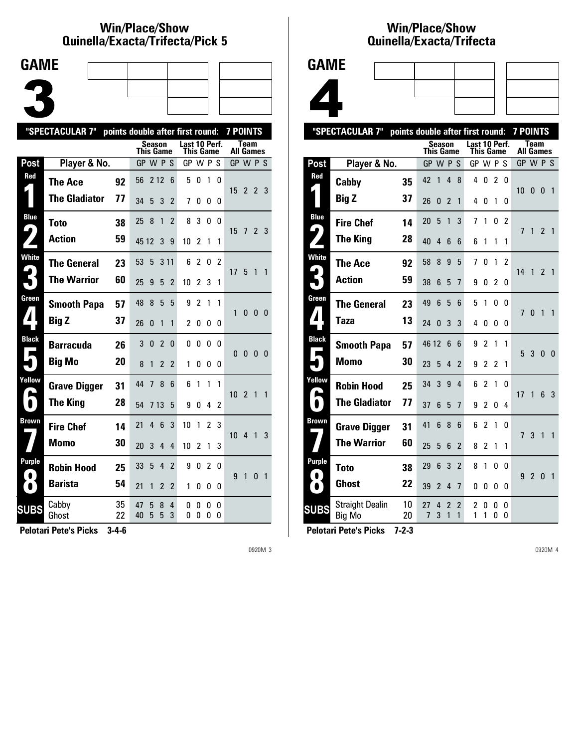## Win/Place/Show Quinella/Exacta/Trifecta/Pick 5

# GAME 3

"SPECTACULAR 7" points double after first round: 7 POINTS

| Post | Player & No. | | Season This Game GP | W | P | S | Last 10 Perf. This Game GP | W | P | S | Team All Games GP | W | P | S |
|---|---|---|---|---|---|---|---|---|---|---|---|---|---|---|
| Red 1 | The Ace | 92 | 56 | 2 | 12 | 6 | 5 | 0 | 1 | 0 | 15 | 2 | 2 | 3 |
| | The Gladiator | 77 | 34 | 5 | 3 | 2 | 7 | 0 | 0 | 0 | | | | |
| Blue 2 | Toto | 38 | 25 | 8 | 1 | 2 | 8 | 3 | 0 | 0 | 15 | 7 | 2 | 3 |
| | Action | 59 | 45 | 12 | 3 | 9 | 10 | 2 | 1 | 1 | | | | |
| White 3 | The General | 23 | 53 | 5 | 3 | 11 | 6 | 2 | 0 | 2 | 17 | 5 | 1 | 1 |
| | The Warrior | 60 | 25 | 9 | 5 | 2 | 10 | 2 | 3 | 1 | | | | |
| Green 4 | Smooth Papa | 57 | 48 | 8 | 5 | 5 | 9 | 2 | 1 | 1 | 1 | 0 | 0 | 0 |
| | Big Z | 37 | 26 | 0 | 1 | 1 | 2 | 0 | 0 | 0 | | | | |
| Black 5 | Barracuda | 26 | 3 | 0 | 2 | 0 | 0 | 0 | 0 | 0 | 0 | 0 | 0 | 0 |
| | Big Mo | 20 | 8 | 1 | 2 | 2 | 1 | 0 | 0 | 0 | | | | |
| Yellow 6 | Grave Digger | 31 | 44 | 7 | 8 | 6 | 6 | 1 | 1 | 1 | 10 | 2 | 1 | 1 |
| | The King | 28 | 54 | 7 | 13 | 5 | 9 | 0 | 4 | 2 | | | | |
| Brown 7 | Fire Chef | 14 | 21 | 4 | 6 | 3 | 10 | 1 | 2 | 3 | 10 | 4 | 1 | 3 |
| | Momo | 30 | 20 | 3 | 4 | 4 | 10 | 2 | 1 | 3 | | | | |
| Purple 8 | Robin Hood | 25 | 33 | 5 | 4 | 2 | 9 | 0 | 2 | 0 | 9 | 1 | 0 | 1 |
| | Barista | 54 | 21 | 1 | 2 | 2 | 1 | 0 | 0 | 0 | | | | |
| SUBS | Cabby | 35 | 47 | 5 | 8 | 4 | 0 | 0 | 0 | 0 | | | | |
| | Ghost | 22 | 40 | 5 | 5 | 3 | 0 | 0 | 0 | 0 | | | | |

**Pelotari Pete's Picks 3-4-6**

## Win/Place/Show Quinella/Exacta/Trifecta

# GAME 4

"SPECTACULAR 7" points double after first round: 7 POINTS

| Post | Player & No. | | Season This Game GP | W | P | S | Last 10 Perf. This Game GP | W | P | S | Team All Games GP | W | P | S |
|---|---|---|---|---|---|---|---|---|---|---|---|---|---|---|
| Red 1 | Cabby | 35 | 42 | 1 | 4 | 8 | 4 | 0 | 2 | 0 | 10 | 0 | 0 | 1 |
| | Big Z | 37 | 26 | 0 | 2 | 1 | 4 | 0 | 1 | 0 | | | | |
| Blue 2 | Fire Chef | 14 | 20 | 5 | 1 | 3 | 7 | 1 | 0 | 2 | 7 | 1 | 2 | 1 |
| | The King | 28 | 40 | 4 | 6 | 6 | 6 | 1 | 1 | 1 | | | | |
| White 3 | The Ace | 92 | 58 | 8 | 9 | 5 | 7 | 0 | 1 | 2 | 14 | 1 | 2 | 1 |
| | Action | 59 | 38 | 6 | 5 | 7 | 9 | 0 | 2 | 0 | | | | |
| Green 4 | The General | 23 | 49 | 6 | 5 | 6 | 5 | 1 | 0 | 0 | 7 | 0 | 1 | 1 |
| | Taza | 13 | 24 | 0 | 3 | 3 | 4 | 0 | 0 | 0 | | | | |
| Black 5 | Smooth Papa | 57 | 46 | 12 | 6 | 6 | 9 | 2 | 1 | 1 | 5 | 3 | 0 | 0 |
| | Momo | 30 | 23 | 5 | 4 | 2 | 9 | 2 | 2 | 1 | | | | |
| Yellow 6 | Robin Hood | 25 | 34 | 3 | 9 | 4 | 6 | 2 | 1 | 0 | 17 | 1 | 6 | 3 |
| | The Gladiator | 77 | 37 | 6 | 5 | 7 | 9 | 2 | 0 | 4 | | | | |
| Brown 7 | Grave Digger | 31 | 41 | 6 | 8 | 6 | 6 | 2 | 1 | 0 | 7 | 3 | 1 | 1 |
| | The Warrior | 60 | 25 | 5 | 6 | 2 | 8 | 2 | 1 | 1 | | | | |
| Purple 8 | Toto | 38 | 29 | 6 | 3 | 2 | 8 | 1 | 0 | 0 | 9 | 2 | 0 | 1 |
| | Ghost | 22 | 39 | 2 | 4 | 7 | 0 | 0 | 0 | 0 | | | | |
| SUBS | Straight Dealin | 10 | 27 | 4 | 2 | 2 | 2 | 0 | 0 | 0 | | | | |
| | Big Mo | 20 | 7 | 3 | 1 | 1 | 1 | 1 | 0 | 0 | | | | |

**Pelotari Pete's Picks 7-2-3**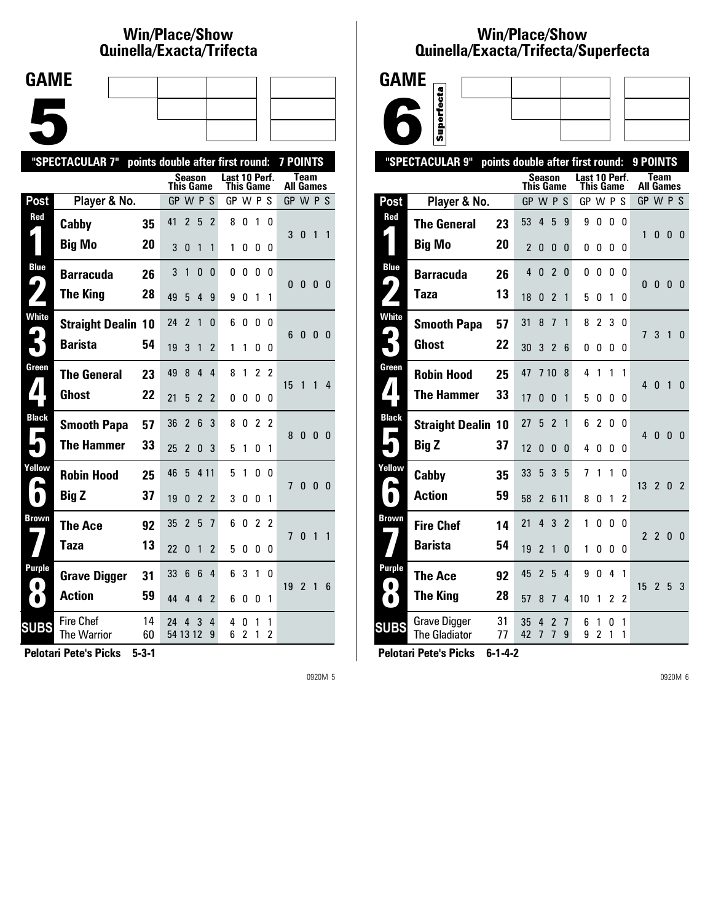# Win/Place/Show
## Quinella/Exacta/Trifecta

# GAME 5

**"SPECTACULAR 7" points double after first round: 7 POINTS**

| Post | Player & No. | | Season This Game GP | W | P | S | Last 10 Perf. This Game GP | W | P | S | Team All Games GP | W | P | S |
|---|---|---|---|---|---|---|---|---|---|---|---|---|---|---|
| Red 1 | Cabby | 35 | 41 | 2 | 5 | 2 | 8 | 0 | 1 | 0 | 3 | 0 | 1 | 1 |
| | Big Mo | 20 | 3 | 0 | 1 | 1 | 1 | 0 | 0 | 0 | | | | |
| Blue 2 | Barracuda | 26 | 3 | 1 | 0 | 0 | 0 | 0 | 0 | 0 | 0 | 0 | 0 | 0 |
| | The King | 28 | 49 | 5 | 4 | 9 | 9 | 0 | 1 | 1 | | | | |
| White 3 | Straight Dealin | 10 | 24 | 2 | 1 | 0 | 6 | 0 | 0 | 0 | 6 | 0 | 0 | 0 |
| | Barista | 54 | 19 | 3 | 1 | 2 | 1 | 1 | 0 | 0 | | | | |
| Green 4 | The General | 23 | 49 | 8 | 4 | 4 | 8 | 1 | 2 | 2 | 15 | 1 | 1 | 4 |
| | Ghost | 22 | 21 | 5 | 2 | 2 | 0 | 0 | 0 | 0 | | | | |
| Black 5 | Smooth Papa | 57 | 36 | 2 | 6 | 3 | 8 | 0 | 2 | 2 | 8 | 0 | 0 | 0 |
| | The Hammer | 33 | 25 | 2 | 0 | 3 | 5 | 1 | 0 | 1 | | | | |
| Yellow 6 | Robin Hood | 25 | 46 | 5 | 4 | 11 | 5 | 1 | 0 | 0 | 7 | 0 | 0 | 0 |
| | Big Z | 37 | 19 | 0 | 2 | 2 | 3 | 0 | 0 | 1 | | | | |
| Brown 7 | The Ace | 92 | 35 | 2 | 5 | 7 | 6 | 0 | 2 | 2 | 7 | 0 | 1 | 1 |
| | Taza | 13 | 22 | 0 | 1 | 2 | 5 | 0 | 0 | 0 | | | | |
| Purple 8 | Grave Digger | 31 | 33 | 6 | 6 | 4 | 6 | 3 | 1 | 0 | 19 | 2 | 1 | 6 |
| | Action | 59 | 44 | 4 | 4 | 2 | 6 | 0 | 0 | 1 | | | | |
| SUBS | Fire Chef | 14 | 24 | 4 | 3 | 4 | 4 | 0 | 1 | 1 | | | | |
| | The Warrior | 60 | 54 | 13 | 12 | 9 | 6 | 2 | 1 | 2 | | | | |

**Pelotari Pete's Picks 5-3-1**

0920M 5

# Win/Place/Show
## Quinella/Exacta/Trifecta/Superfecta

# GAME 6

Superfecta

**"SPECTACULAR 9" points double after first round: 9 POINTS**

| Post | Player & No. | | Season This Game GP | W | P | S | Last 10 Perf. This Game GP | W | P | S | Team All Games GP | W | P | S |
|---|---|---|---|---|---|---|---|---|---|---|---|---|---|---|
| Red 1 | The General | 23 | 53 | 4 | 5 | 9 | 9 | 0 | 0 | 0 | 1 | 0 | 0 | 0 |
| | Big Mo | 20 | 2 | 0 | 0 | 0 | 0 | 0 | 0 | 0 | | | | |
| Blue 2 | Barracuda | 26 | 4 | 0 | 2 | 0 | 0 | 0 | 0 | 0 | 0 | 0 | 0 | 0 |
| | Taza | 13 | 18 | 0 | 2 | 1 | 5 | 0 | 1 | 0 | | | | |
| White 3 | Smooth Papa | 57 | 31 | 8 | 7 | 1 | 8 | 2 | 3 | 0 | 7 | 3 | 1 | 0 |
| | Ghost | 22 | 30 | 3 | 2 | 6 | 0 | 0 | 0 | 0 | | | | |
| Green 4 | Robin Hood | 25 | 47 | 7 | 10 | 8 | 4 | 1 | 1 | 1 | 4 | 0 | 1 | 0 |
| | The Hammer | 33 | 17 | 0 | 0 | 1 | 5 | 0 | 0 | 0 | | | | |
| Black 5 | Straight Dealin | 10 | 27 | 5 | 2 | 1 | 6 | 2 | 0 | 0 | 4 | 0 | 0 | 0 |
| | Big Z | 37 | 12 | 0 | 0 | 0 | 4 | 0 | 0 | 0 | | | | |
| Yellow 6 | Cabby | 35 | 33 | 5 | 3 | 5 | 7 | 1 | 1 | 0 | 13 | 2 | 0 | 2 |
| | Action | 59 | 58 | 2 | 6 | 11 | 8 | 0 | 1 | 2 | | | | |
| Brown 7 | Fire Chef | 14 | 21 | 4 | 3 | 2 | 1 | 0 | 0 | 0 | 2 | 2 | 0 | 0 |
| | Barista | 54 | 19 | 2 | 1 | 0 | 1 | 0 | 0 | 0 | | | | |
| Purple 8 | The Ace | 92 | 45 | 2 | 5 | 4 | 9 | 0 | 4 | 1 | 15 | 2 | 5 | 3 |
| | The King | 28 | 57 | 8 | 7 | 4 | 10 | 1 | 2 | 2 | | | | |
| SUBS | Grave Digger | 31 | 35 | 4 | 2 | 7 | 6 | 1 | 0 | 1 | | | | |
| | The Gladiator | 77 | 42 | 7 | 7 | 9 | 9 | 2 | 1 | 1 | | | | |

**Pelotari Pete's Picks 6-1-4-2**

0920M 6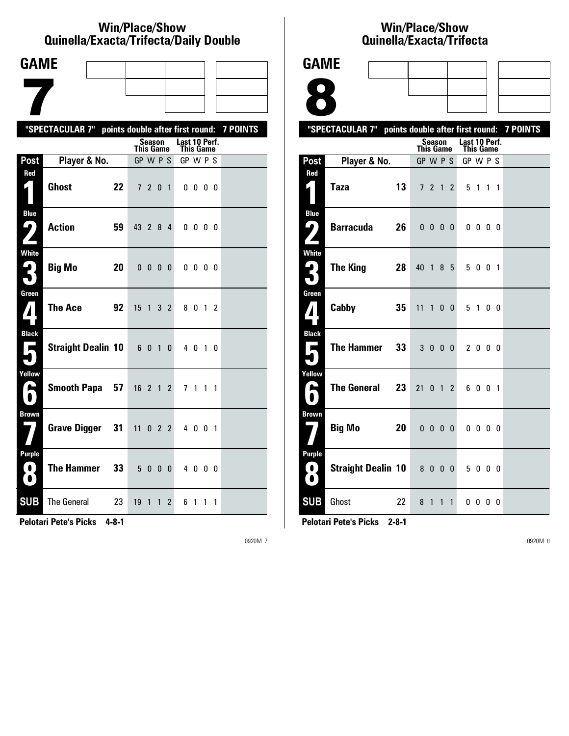## Win/Place/Show
## Quinella/Exacta/Trifecta/Daily Double

# GAME 7

"SPECTACULAR 7" points double after first round: 7 POINTS

| Post | Player & No. | | Season This Game GP W P S | Last 10 Perf. This Game GP W P S |
|---|---|---|---|---|
| Red 1 | Ghost | 22 | 7 2 0 1 | 0 0 0 0 |
| Blue 2 | Action | 59 | 43 2 8 4 | 0 0 0 0 |
| White 3 | Big Mo | 20 | 0 0 0 0 | 0 0 0 0 |
| Green 4 | The Ace | 92 | 15 1 3 2 | 8 0 1 2 |
| Black 5 | Straight Dealin | 10 | 6 0 1 0 | 4 0 1 0 |
| Yellow 6 | Smooth Papa | 57 | 16 2 1 2 | 7 1 1 1 |
| Brown 7 | Grave Digger | 31 | 11 0 2 2 | 4 0 0 1 |
| Purple 8 | The Hammer | 33 | 5 0 0 0 | 4 0 0 0 |
| SUB | The General | 23 | 19 1 1 2 | 6 1 1 1 |

**Pelotari Pete's Picks 4-8-1**

0920M 7

## Win/Place/Show
## Quinella/Exacta/Trifecta

# GAME 8

"SPECTACULAR 7" points double after first round: 7 POINTS

| Post | Player & No. | | Season This Game GP W P S | Last 10 Perf. This Game GP W P S |
|---|---|---|---|---|
| Red 1 | Taza | 13 | 7 2 1 2 | 5 1 1 1 |
| Blue 2 | Barracuda | 26 | 0 0 0 0 | 0 0 0 0 |
| White 3 | The King | 28 | 40 1 8 5 | 5 0 0 1 |
| Green 4 | Cabby | 35 | 11 1 0 0 | 5 1 0 0 |
| Black 5 | The Hammer | 33 | 3 0 0 0 | 2 0 0 0 |
| Yellow 6 | The General | 23 | 21 0 1 2 | 6 0 0 1 |
| Brown 7 | Big Mo | 20 | 0 0 0 0 | 0 0 0 0 |
| Purple 8 | Straight Dealin | 10 | 8 0 0 0 | 5 0 0 0 |
| SUB | Ghost | 22 | 8 1 1 1 | 0 0 0 0 |

**Pelotari Pete's Picks 2-8-1**

0920M 8